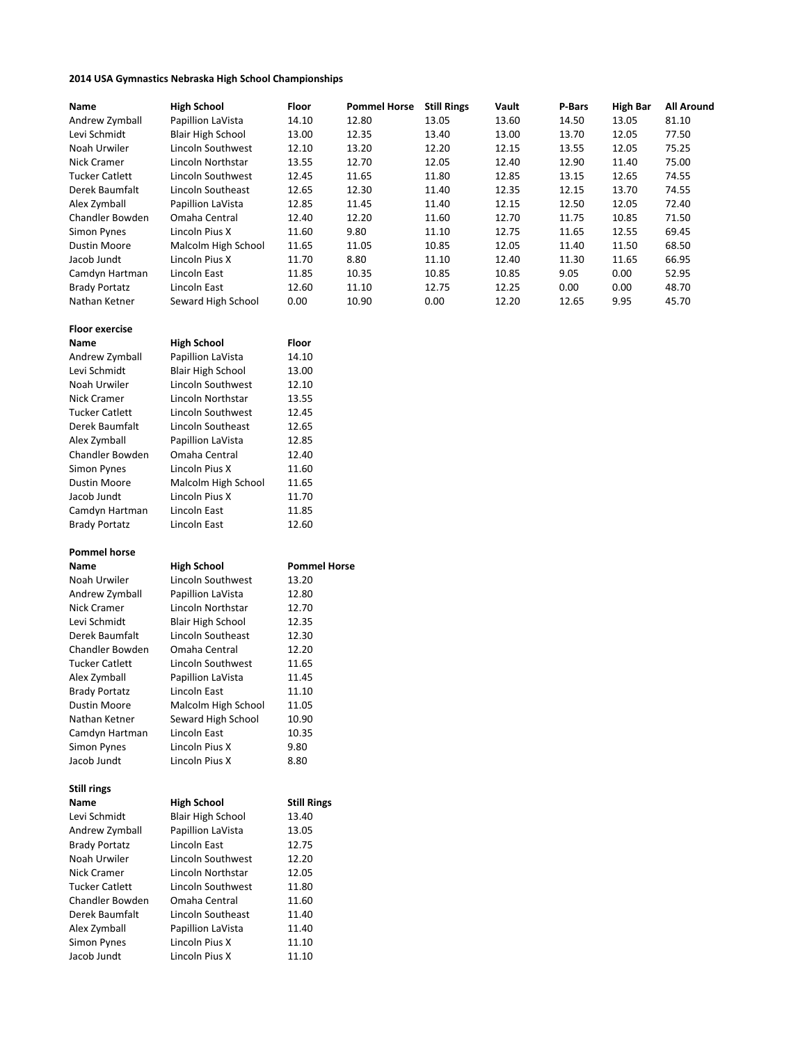**2014 USA Gymnastics Nebraska High School Championships**

| Name | High School | Floor | Pommel Horse | Still Rings | Vault | P-Bars | High Bar | All Around |
|---|---|---|---|---|---|---|---|---|
| Andrew Zymball | Papillion LaVista | 14.10 | 12.80 | 13.05 | 13.60 | 14.50 | 13.05 | 81.10 |
| Levi Schmidt | Blair High School | 13.00 | 12.35 | 13.40 | 13.00 | 13.70 | 12.05 | 77.50 |
| Noah Urwiler | Lincoln Southwest | 12.10 | 13.20 | 12.20 | 12.15 | 13.55 | 12.05 | 75.25 |
| Nick Cramer | Lincoln Northstar | 13.55 | 12.70 | 12.05 | 12.40 | 12.90 | 11.40 | 75.00 |
| Tucker Catlett | Lincoln Southwest | 12.45 | 11.65 | 11.80 | 12.85 | 13.15 | 12.65 | 74.55 |
| Derek Baumfalt | Lincoln Southeast | 12.65 | 12.30 | 11.40 | 12.35 | 12.15 | 13.70 | 74.55 |
| Alex Zymball | Papillion LaVista | 12.85 | 11.45 | 11.40 | 12.15 | 12.50 | 12.05 | 72.40 |
| Chandler Bowden | Omaha Central | 12.40 | 12.20 | 11.60 | 12.70 | 11.75 | 10.85 | 71.50 |
| Simon Pynes | Lincoln Pius X | 11.60 | 9.80 | 11.10 | 12.75 | 11.65 | 12.55 | 69.45 |
| Dustin Moore | Malcolm High School | 11.65 | 11.05 | 10.85 | 12.05 | 11.40 | 11.50 | 68.50 |
| Jacob Jundt | Lincoln Pius X | 11.70 | 8.80 | 11.10 | 12.40 | 11.30 | 11.65 | 66.95 |
| Camdyn Hartman | Lincoln East | 11.85 | 10.35 | 10.85 | 10.85 | 9.05 | 0.00 | 52.95 |
| Brady Portatz | Lincoln East | 12.60 | 11.10 | 12.75 | 12.25 | 0.00 | 0.00 | 48.70 |
| Nathan Ketner | Seward High School | 0.00 | 10.90 | 0.00 | 12.20 | 12.65 | 9.95 | 45.70 |

**Floor exercise**

| Name | High School | Floor |
|---|---|---|
| Andrew Zymball | Papillion LaVista | 14.10 |
| Levi Schmidt | Blair High School | 13.00 |
| Noah Urwiler | Lincoln Southwest | 12.10 |
| Nick Cramer | Lincoln Northstar | 13.55 |
| Tucker Catlett | Lincoln Southwest | 12.45 |
| Derek Baumfalt | Lincoln Southeast | 12.65 |
| Alex Zymball | Papillion LaVista | 12.85 |
| Chandler Bowden | Omaha Central | 12.40 |
| Simon Pynes | Lincoln Pius X | 11.60 |
| Dustin Moore | Malcolm High School | 11.65 |
| Jacob Jundt | Lincoln Pius X | 11.70 |
| Camdyn Hartman | Lincoln East | 11.85 |
| Brady Portatz | Lincoln East | 12.60 |

**Pommel horse**

| Name | High School | Pommel Horse |
|---|---|---|
| Noah Urwiler | Lincoln Southwest | 13.20 |
| Andrew Zymball | Papillion LaVista | 12.80 |
| Nick Cramer | Lincoln Northstar | 12.70 |
| Levi Schmidt | Blair High School | 12.35 |
| Derek Baumfalt | Lincoln Southeast | 12.30 |
| Chandler Bowden | Omaha Central | 12.20 |
| Tucker Catlett | Lincoln Southwest | 11.65 |
| Alex Zymball | Papillion LaVista | 11.45 |
| Brady Portatz | Lincoln East | 11.10 |
| Dustin Moore | Malcolm High School | 11.05 |
| Nathan Ketner | Seward High School | 10.90 |
| Camdyn Hartman | Lincoln East | 10.35 |
| Simon Pynes | Lincoln Pius X | 9.80 |
| Jacob Jundt | Lincoln Pius X | 8.80 |

**Still rings**

| Name | High School | Still Rings |
|---|---|---|
| Levi Schmidt | Blair High School | 13.40 |
| Andrew Zymball | Papillion LaVista | 13.05 |
| Brady Portatz | Lincoln East | 12.75 |
| Noah Urwiler | Lincoln Southwest | 12.20 |
| Nick Cramer | Lincoln Northstar | 12.05 |
| Tucker Catlett | Lincoln Southwest | 11.80 |
| Chandler Bowden | Omaha Central | 11.60 |
| Derek Baumfalt | Lincoln Southeast | 11.40 |
| Alex Zymball | Papillion LaVista | 11.40 |
| Simon Pynes | Lincoln Pius X | 11.10 |
| Jacob Jundt | Lincoln Pius X | 11.10 |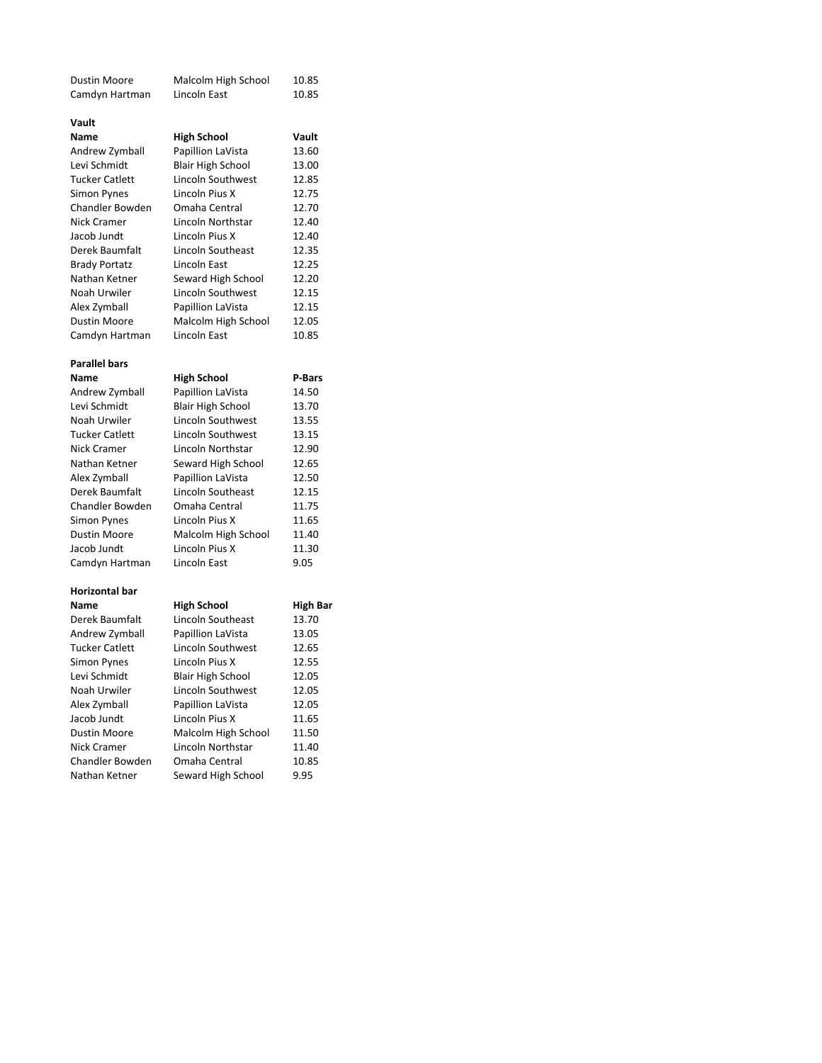| | | |
|---|---|---|
| Dustin Moore | Malcolm High School | 10.85 |
| Camdyn Hartman | Lincoln East | 10.85 |

**Vault**

| Name | High School | Vault |
|---|---|---|
| Andrew Zymball | Papillion LaVista | 13.60 |
| Levi Schmidt | Blair High School | 13.00 |
| Tucker Catlett | Lincoln Southwest | 12.85 |
| Simon Pynes | Lincoln Pius X | 12.75 |
| Chandler Bowden | Omaha Central | 12.70 |
| Nick Cramer | Lincoln Northstar | 12.40 |
| Jacob Jundt | Lincoln Pius X | 12.40 |
| Derek Baumfalt | Lincoln Southeast | 12.35 |
| Brady Portatz | Lincoln East | 12.25 |
| Nathan Ketner | Seward High School | 12.20 |
| Noah Urwiler | Lincoln Southwest | 12.15 |
| Alex Zymball | Papillion LaVista | 12.15 |
| Dustin Moore | Malcolm High School | 12.05 |
| Camdyn Hartman | Lincoln East | 10.85 |

**Parallel bars**

| Name | High School | P-Bars |
|---|---|---|
| Andrew Zymball | Papillion LaVista | 14.50 |
| Levi Schmidt | Blair High School | 13.70 |
| Noah Urwiler | Lincoln Southwest | 13.55 |
| Tucker Catlett | Lincoln Southwest | 13.15 |
| Nick Cramer | Lincoln Northstar | 12.90 |
| Nathan Ketner | Seward High School | 12.65 |
| Alex Zymball | Papillion LaVista | 12.50 |
| Derek Baumfalt | Lincoln Southeast | 12.15 |
| Chandler Bowden | Omaha Central | 11.75 |
| Simon Pynes | Lincoln Pius X | 11.65 |
| Dustin Moore | Malcolm High School | 11.40 |
| Jacob Jundt | Lincoln Pius X | 11.30 |
| Camdyn Hartman | Lincoln East | 9.05 |

**Horizontal bar**

| Name | High School | High Bar |
|---|---|---|
| Derek Baumfalt | Lincoln Southeast | 13.70 |
| Andrew Zymball | Papillion LaVista | 13.05 |
| Tucker Catlett | Lincoln Southwest | 12.65 |
| Simon Pynes | Lincoln Pius X | 12.55 |
| Levi Schmidt | Blair High School | 12.05 |
| Noah Urwiler | Lincoln Southwest | 12.05 |
| Alex Zymball | Papillion LaVista | 12.05 |
| Jacob Jundt | Lincoln Pius X | 11.65 |
| Dustin Moore | Malcolm High School | 11.50 |
| Nick Cramer | Lincoln Northstar | 11.40 |
| Chandler Bowden | Omaha Central | 10.85 |
| Nathan Ketner | Seward High School | 9.95 |